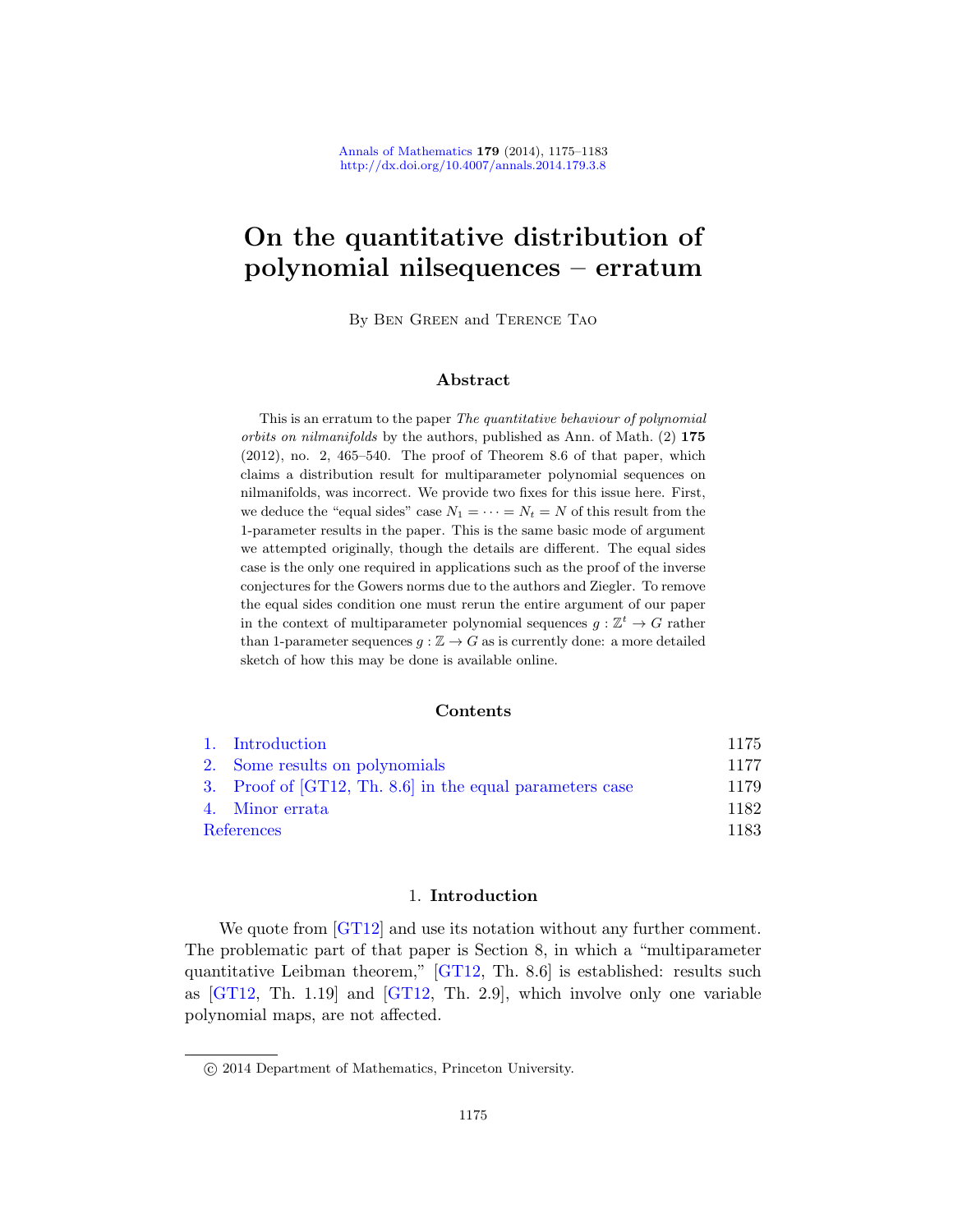# On the quantitative distribution of polynomial nilsequences – erratum

By Ben Green and Terence Tao

## Abstract

This is an erratum to the paper *The quantitative behaviour of polynomial orbits on nilmanifolds* by the authors, published as Ann. of Math. (2) **175** (2012), no. 2, 465–540. The proof of Theorem 8.6 of that paper, which claims a distribution result for multiparameter polynomial sequences on nilmanifolds, was incorrect. We provide two fixes for this issue here. First, we deduce the "equal sides" case $N_1 = \cdots = N_t = N$ of this result from the 1-parameter results in the paper. This is the same basic mode of argument we attempted originally, though the details are different. The equal sides case is the only one required in applications such as the proof of the inverse conjectures for the Gowers norms due to the authors and Ziegler. To remove the equal sides condition one must rerun the entire argument of our paper in the context of multiparameter polynomial sequences $g : \mathbb{Z}^t \to G$ rather than 1-parameter sequences $g : \mathbb{Z} \to G$ as is currently done: a more detailed sketch of how this may be done is available online.

## Contents

| | |
|---|---|
| 1. Introduction | 1175 |
| 2. Some results on polynomials | 1177 |
| 3. Proof of [GT12, Th. 8.6] in the equal parameters case | 1179 |
| 4. Minor errata | 1182 |
| References | 1183 |

## 1. Introduction

We quote from [GT12] and use its notation without any further comment. The problematic part of that paper is Section 8, in which a "multiparameter quantitative Leibman theorem," [GT12, Th. 8.6] is established: results such as [GT12, Th. 1.19] and [GT12, Th. 2.9], which involve only one variable polynomial maps, are not affected.

© 2014 Department of Mathematics, Princeton University.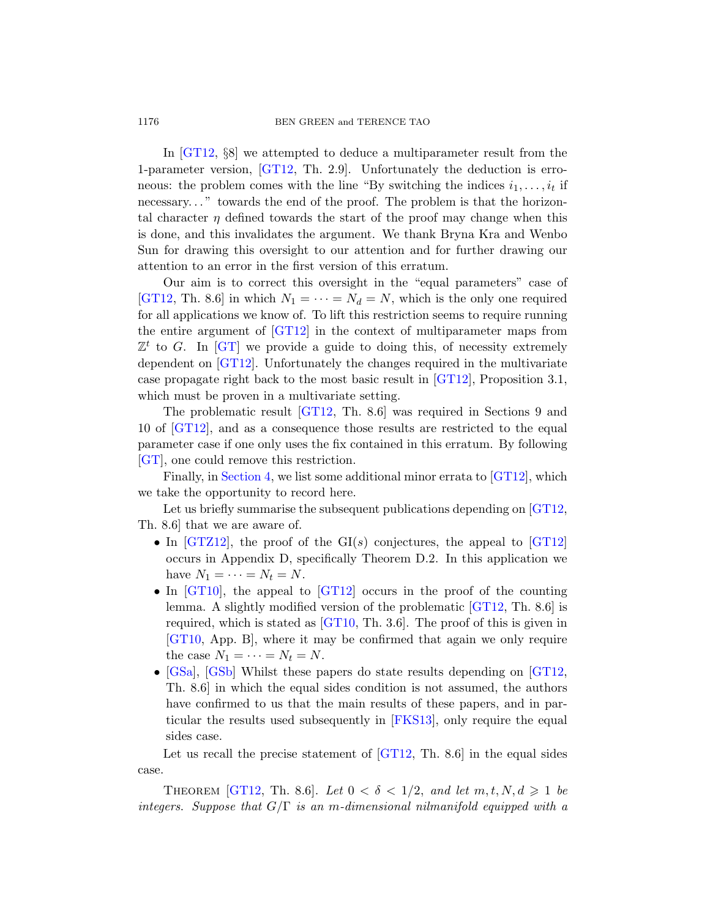In [GT12, §8] we attempted to deduce a multiparameter result from the 1-parameter version, [GT12, Th. 2.9]. Unfortunately the deduction is erroneous: the problem comes with the line "By switching the indices $i_1, \ldots, i_t$ if necessary..." towards the end of the proof. The problem is that the horizontal character $\eta$ defined towards the start of the proof may change when this is done, and this invalidates the argument. We thank Bryna Kra and Wenbo Sun for drawing this oversight to our attention and for further drawing our attention to an error in the first version of this erratum.

Our aim is to correct this oversight in the "equal parameters" case of [GT12, Th. 8.6] in which $N_1 = \cdots = N_d = N$, which is the only one required for all applications we know of. To lift this restriction seems to require running the entire argument of [GT12] in the context of multiparameter maps from $\mathbb{Z}^t$ to $G$. In [GT] we provide a guide to doing this, of necessity extremely dependent on [GT12]. Unfortunately the changes required in the multivariate case propagate right back to the most basic result in [GT12], Proposition 3.1, which must be proven in a multivariate setting.

The problematic result [GT12, Th. 8.6] was required in Sections 9 and 10 of [GT12], and as a consequence those results are restricted to the equal parameter case if one only uses the fix contained in this erratum. By following [GT], one could remove this restriction.

Finally, in Section 4, we list some additional minor errata to [GT12], which we take the opportunity to record here.

Let us briefly summarise the subsequent publications depending on [GT12, Th. 8.6] that we are aware of.

- In [GTZ12], the proof of the GI($s$) conjectures, the appeal to [GT12] occurs in Appendix D, specifically Theorem D.2. In this application we have $N_1 = \cdots = N_t = N$.
- In [GT10], the appeal to [GT12] occurs in the proof of the counting lemma. A slightly modified version of the problematic [GT12, Th. 8.6] is required, which is stated as [GT10, Th. 3.6]. The proof of this is given in [GT10, App. B], where it may be confirmed that again we only require the case $N_1 = \cdots = N_t = N$.
- [GSa], [GSb] Whilst these papers do state results depending on [GT12, Th. 8.6] in which the equal sides condition is not assumed, the authors have confirmed to us that the main results of these papers, and in particular the results used subsequently in [FKS13], only require the equal sides case.

Let us recall the precise statement of [GT12, Th. 8.6] in the equal sides case.

Theorem [GT12, Th. 8.6]. *Let $0 < \delta < 1/2$, and let $m, t, N, d \geqslant 1$ be integers. Suppose that $G/\Gamma$ is an $m$-dimensional nilmanifold equipped with a*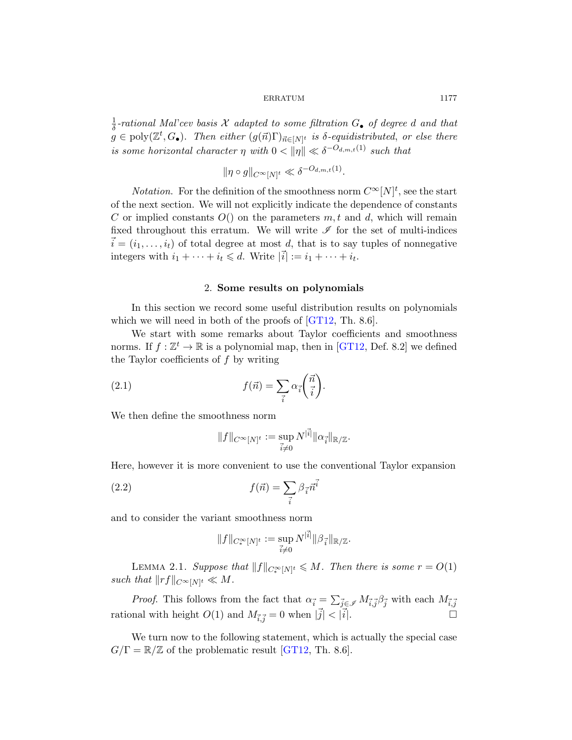$\frac{1}{\delta}$*-rational Mal'cev basis* $\mathcal{X}$ *adapted to some filtration* $G_\bullet$ *of degree* $d$ *and that* $g \in \mathrm{poly}(\mathbb{Z}^t, G_\bullet)$. *Then either* $(g(\vec{n})\Gamma)_{\vec{n}\in[N]^t}$ *is* $\delta$*-equidistributed, or else there is some horizontal character* $\eta$ *with* $0 < \|\eta\| \ll \delta^{-O_{d,m,t}(1)}$ *such that*

$$\|\eta \circ g\|_{C^\infty[N]^t} \ll \delta^{-O_{d,m,t}(1)}.$$

*Notation.* For the definition of the smoothness norm $C^\infty[N]^t$, see the start of the next section. We will not explicitly indicate the dependence of constants $C$ or implied constants $O()$ on the parameters $m, t$ and $d$, which will remain fixed throughout this erratum. We will write $\mathscr{I}$ for the set of multi-indices $\vec{i} = (i_1, \ldots, i_t)$ of total degree at most $d$, that is to say tuples of nonnegative integers with $i_1 + \cdots + i_t \leqslant d$. Write $|\vec{i}| := i_1 + \cdots + i_t$.

## 2. Some results on polynomials

In this section we record some useful distribution results on polynomials which we will need in both of the proofs of [GT12, Th. 8.6].

We start with some remarks about Taylor coefficients and smoothness norms. If $f : \mathbb{Z}^t \to \mathbb{R}$ is a polynomial map, then in [GT12, Def. 8.2] we defined the Taylor coefficients of $f$ by writing

$$f(\vec{n}) = \sum_{\vec{i}} \alpha_{\vec{i}} \binom{\vec{n}}{\vec{i}}. \tag{2.1}$$

We then define the smoothness norm

$$\|f\|_{C^\infty[N]^t} := \sup_{\vec{i}\neq 0} N^{|\vec{i}|} \|\alpha_{\vec{i}}\|_{\mathbb{R}/\mathbb{Z}}.$$

Here, however it is more convenient to use the conventional Taylor expansion

$$f(\vec{n}) = \sum_{\vec{i}} \beta_{\vec{i}} \vec{n}^{\vec{i}} \tag{2.2}$$

and to consider the variant smoothness norm

$$\|f\|_{C^\infty_*[N]^t} := \sup_{\vec{i}\neq 0} N^{|\vec{i}|} \|\beta_{\vec{i}}\|_{\mathbb{R}/\mathbb{Z}}.$$

Lemma 2.1. *Suppose that* $\|f\|_{C^\infty_*[N]^t} \leqslant M$. *Then there is some* $r = O(1)$ *such that* $\|rf\|_{C^\infty[N]^t} \ll M$.

*Proof.* This follows from the fact that $\alpha_{\vec{i}} = \sum_{\vec{j}\in\mathscr{I}} M_{\vec{i},\vec{j}} \beta_{\vec{j}}$ with each $M_{\vec{i},\vec{j}}$ rational with height $O(1)$ and $M_{\vec{i},\vec{j}} = 0$ when $|\vec{j}| < |\vec{i}|$. $\square$

We turn now to the following statement, which is actually the special case $G/\Gamma = \mathbb{R}/\mathbb{Z}$ of the problematic result [GT12, Th. 8.6].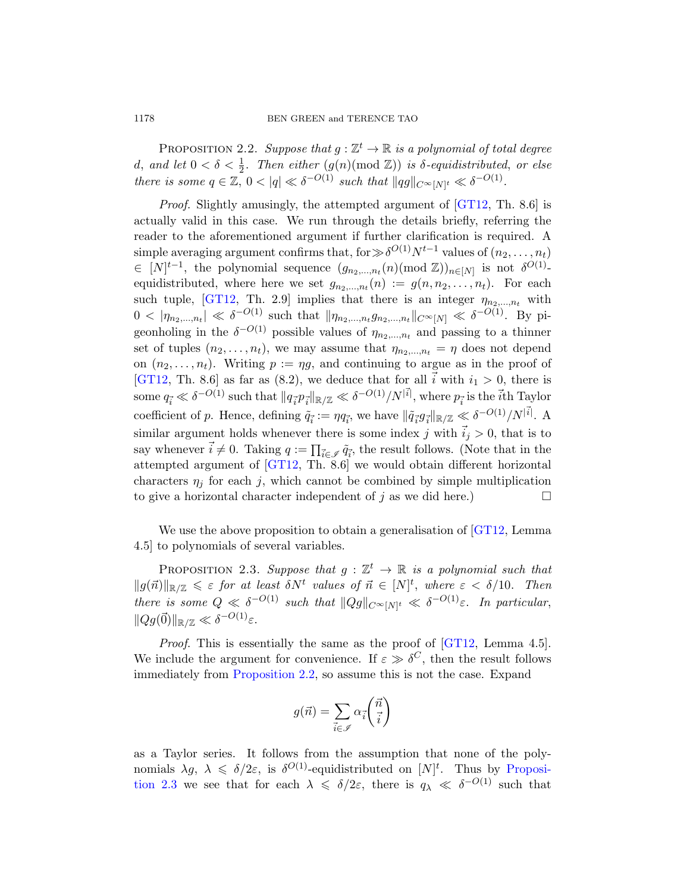**Proposition 2.2.** *Suppose that $g : \mathbb{Z}^t \to \mathbb{R}$ is a polynomial of total degree $d$, and let $0 < \delta < \frac{1}{2}$. Then either $(g(n)(\text{mod } \mathbb{Z}))$ is $\delta$-equidistributed, or else there is some $q \in \mathbb{Z}$, $0 < |q| \ll \delta^{-O(1)}$ such that $\|qg\|_{C^\infty[N]^t} \ll \delta^{-O(1)}$.*

*Proof.* Slightly amusingly, the attempted argument of [GT12, Th. 8.6] is actually valid in this case. We run through the details briefly, referring the reader to the aforementioned argument if further clarification is required. A simple averaging argument confirms that, for $\gg \delta^{O(1)} N^{t-1}$ values of $(n_2, \dots, n_t) \in [N]^{t-1}$, the polynomial sequence $(g_{n_2,\dots,n_t}(n)(\text{mod } \mathbb{Z}))_{n \in [N]}$ is not $\delta^{O(1)}$-equidistributed, where here we set $g_{n_2,\dots,n_t}(n) := g(n, n_2, \dots, n_t)$. For each such tuple, [GT12, Th. 2.9] implies that there is an integer $\eta_{n_2,\dots,n_t}$ with $0 < |\eta_{n_2,\dots,n_t}| \ll \delta^{-O(1)}$ such that $\|\eta_{n_2,\dots,n_t} g_{n_2,\dots,n_t}\|_{C^\infty[N]} \ll \delta^{-O(1)}$. By pigeonholing in the $\delta^{-O(1)}$ possible values of $\eta_{n_2,\dots,n_t}$ and passing to a thinner set of tuples $(n_2, \dots, n_t)$, we may assume that $\eta_{n_2,\dots,n_t} = \eta$ does not depend on $(n_2, \dots, n_t)$. Writing $p := \eta g$, and continuing to argue as in the proof of [GT12, Th. 8.6] as far as (8.2), we deduce that for all $\vec{i}$ with $i_1 > 0$, there is some $q_{\vec{i}} \ll \delta^{-O(1)}$ such that $\|q_{\vec{i}} p_{\vec{i}}\|_{\mathbb{R}/\mathbb{Z}} \ll \delta^{-O(1)}/N^{|\vec{i}|}$, where $p_{\vec{i}}$ is the $\vec{i}$th Taylor coefficient of $p$. Hence, defining $\tilde{q}_{\vec{i}} := \eta q_{\vec{i}}$, we have $\|\tilde{q}_{\vec{i}} g_{\vec{i}}\|_{\mathbb{R}/\mathbb{Z}} \ll \delta^{-O(1)}/N^{|\vec{i}|}$. A similar argument holds whenever there is some index $j$ with $\vec{i}_j > 0$, that is to say whenever $\vec{i} \neq 0$. Taking $q := \prod_{\vec{i} \in \mathscr{I}} \tilde{q}_{\vec{i}}$, the result follows. (Note that in the attempted argument of [GT12, Th. 8.6] we would obtain different horizontal characters $\eta_j$ for each $j$, which cannot be combined by simple multiplication to give a horizontal character independent of $j$ as we did here.) □

We use the above proposition to obtain a generalisation of [GT12, Lemma 4.5] to polynomials of several variables.

**Proposition 2.3.** *Suppose that $g : \mathbb{Z}^t \to \mathbb{R}$ is a polynomial such that $\|g(\vec{n})\|_{\mathbb{R}/\mathbb{Z}} \leqslant \varepsilon$ for at least $\delta N^t$ values of $\vec{n} \in [N]^t$, where $\varepsilon < \delta/10$. Then there is some $Q \ll \delta^{-O(1)}$ such that $\|Qg\|_{C^\infty[N]^t} \ll \delta^{-O(1)}\varepsilon$. In particular, $\|Qg(\vec{0})\|_{\mathbb{R}/\mathbb{Z}} \ll \delta^{-O(1)}\varepsilon$.*

*Proof.* This is essentially the same as the proof of [GT12, Lemma 4.5]. We include the argument for convenience. If $\varepsilon \gg \delta^C$, then the result follows immediately from Proposition 2.2, so assume this is not the case. Expand

$$g(\vec{n}) = \sum_{\vec{i} \in \mathscr{I}} \alpha_{\vec{i}} \binom{\vec{n}}{\vec{i}}$$

as a Taylor series. It follows from the assumption that none of the polynomials $\lambda g$, $\lambda \leqslant \delta/2\varepsilon$, is $\delta^{O(1)}$-equidistributed on $[N]^t$. Thus by Proposition 2.3 we see that for each $\lambda \leqslant \delta/2\varepsilon$, there is $q_\lambda \ll \delta^{-O(1)}$ such that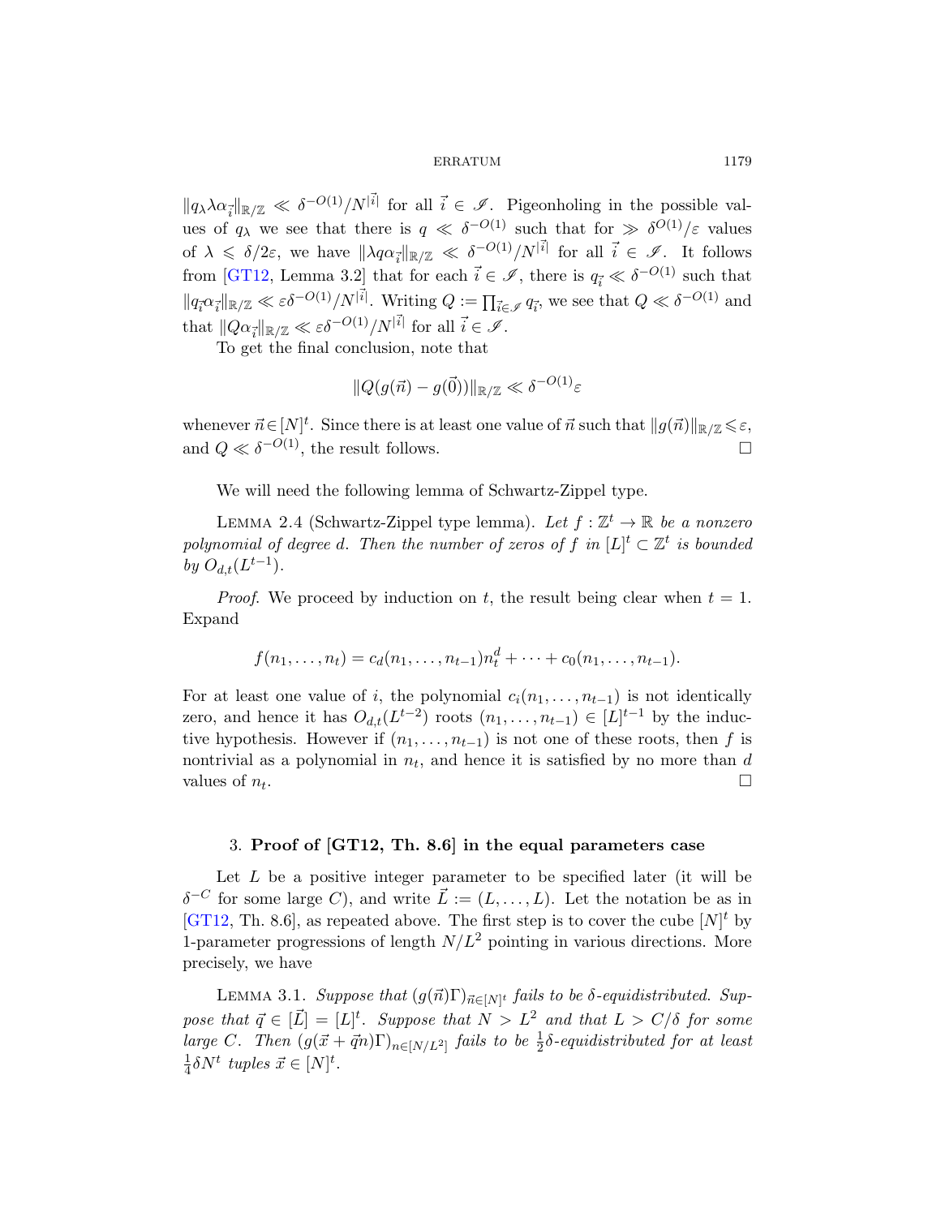$\|q_\lambda \lambda \alpha_{\vec{i}}\|_{\mathbb{R}/\mathbb{Z}} \ll \delta^{-O(1)}/N^{|\vec{i}|}$ for all $\vec{i} \in \mathscr{I}$. Pigeonholing in the possible values of $q_\lambda$ we see that there is $q \ll \delta^{-O(1)}$ such that for $\gg \delta^{O(1)}/\varepsilon$ values of $\lambda \leqslant \delta/2\varepsilon$, we have $\|\lambda q \alpha_{\vec{i}}\|_{\mathbb{R}/\mathbb{Z}} \ll \delta^{-O(1)}/N^{|\vec{i}|}$ for all $\vec{i} \in \mathscr{I}$. It follows from [GT12, Lemma 3.2] that for each $\vec{i} \in \mathscr{I}$, there is $q_{\vec{i}} \ll \delta^{-O(1)}$ such that $\|q_{\vec{i}}\alpha_{\vec{i}}\|_{\mathbb{R}/\mathbb{Z}} \ll \varepsilon\delta^{-O(1)}/N^{|\vec{i}|}$. Writing $Q := \prod_{\vec{i}\in\mathscr{I}} q_{\vec{i}}$, we see that $Q \ll \delta^{-O(1)}$ and that $\|Q\alpha_{\vec{i}}\|_{\mathbb{R}/\mathbb{Z}} \ll \varepsilon\delta^{-O(1)}/N^{|\vec{i}|}$ for all $\vec{i} \in \mathscr{I}$.

To get the final conclusion, note that

$$\|Q(g(\vec{n}) - g(\vec{0}))\|_{\mathbb{R}/\mathbb{Z}} \ll \delta^{-O(1)}\varepsilon$$

whenever $\vec{n} \in [N]^t$. Since there is at least one value of $\vec{n}$ such that $\|g(\vec{n})\|_{\mathbb{R}/\mathbb{Z}} \leqslant \varepsilon$, and $Q \ll \delta^{-O(1)}$, the result follows. □

We will need the following lemma of Schwartz-Zippel type.

Lemma 2.4 (Schwartz-Zippel type lemma). *Let $f : \mathbb{Z}^t \to \mathbb{R}$ be a nonzero polynomial of degree $d$. Then the number of zeros of $f$ in $[L]^t \subset \mathbb{Z}^t$ is bounded by $O_{d,t}(L^{t-1})$.*

*Proof.* We proceed by induction on $t$, the result being clear when $t = 1$. Expand

$$f(n_1, \dots, n_t) = c_d(n_1, \dots, n_{t-1})n_t^d + \dots + c_0(n_1, \dots, n_{t-1}).$$

For at least one value of $i$, the polynomial $c_i(n_1, \dots, n_{t-1})$ is not identically zero, and hence it has $O_{d,t}(L^{t-2})$ roots $(n_1, \dots, n_{t-1}) \in [L]^{t-1}$ by the inductive hypothesis. However if $(n_1, \dots, n_{t-1})$ is not one of these roots, then $f$ is nontrivial as a polynomial in $n_t$, and hence it is satisfied by no more than $d$ values of $n_t$. □

## 3. Proof of [GT12, Th. 8.6] in the equal parameters case

Let $L$ be a positive integer parameter to be specified later (it will be $\delta^{-C}$ for some large $C$), and write $\vec{L} := (L, \dots, L)$. Let the notation be as in [GT12, Th. 8.6], as repeated above. The first step is to cover the cube $[N]^t$ by 1-parameter progressions of length $N/L^2$ pointing in various directions. More precisely, we have

Lemma 3.1. *Suppose that $(g(\vec{n})\Gamma)_{\vec{n}\in[N]^t}$ fails to be $\delta$-equidistributed. Suppose that $\vec{q} \in [\vec{L}] = [L]^t$. Suppose that $N > L^2$ and that $L > C/\delta$ for some large $C$. Then $(g(\vec{x} + \vec{q}n)\Gamma)_{n\in[N/L^2]}$ fails to be $\frac{1}{2}\delta$-equidistributed for at least $\frac{1}{4}\delta N^t$ tuples $\vec{x} \in [N]^t$.*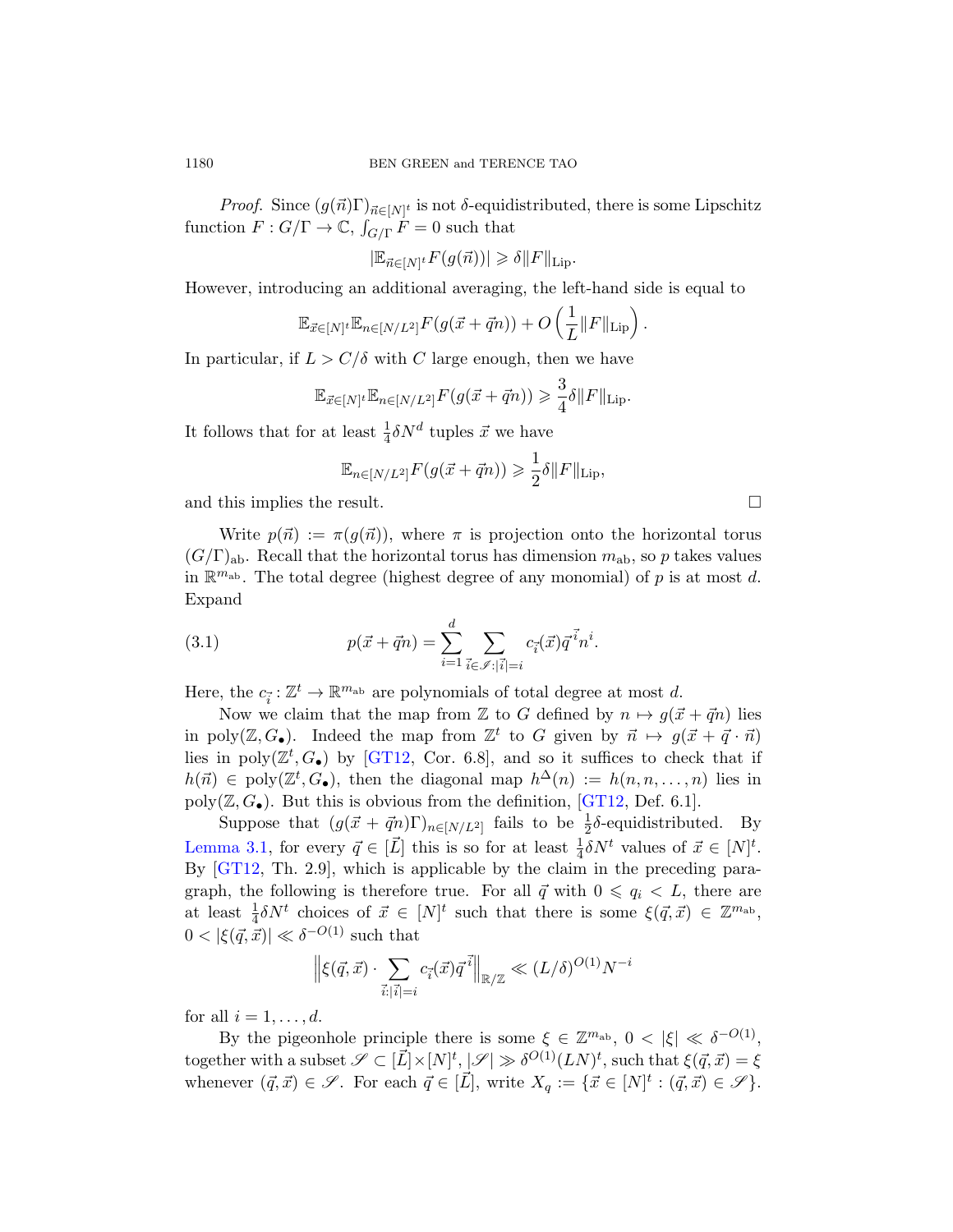*Proof.* Since $(g(\vec{n})\Gamma)_{\vec{n}\in[N]^t}$ is not $\delta$-equidistributed, there is some Lipschitz function $F : G/\Gamma \to \mathbb{C}$, $\int_{G/\Gamma} F = 0$ such that

$$|\mathbb{E}_{\vec{n}\in[N]^t} F(g(\vec{n}))| \geqslant \delta \|F\|_{\mathrm{Lip}}.$$

However, introducing an additional averaging, the left-hand side is equal to

$$\mathbb{E}_{\vec{x}\in[N]^t}\mathbb{E}_{n\in[N/L^2]} F(g(\vec{x}+\vec{q}n)) + O\left(\frac{1}{L}\|F\|_{\mathrm{Lip}}\right).$$

In particular, if $L > C/\delta$ with $C$ large enough, then we have

$$\mathbb{E}_{\vec{x}\in[N]^t}\mathbb{E}_{n\in[N/L^2]} F(g(\vec{x}+\vec{q}n)) \geqslant \frac{3}{4}\delta\|F\|_{\mathrm{Lip}}.$$

It follows that for at least $\frac{1}{4}\delta N^d$ tuples $\vec{x}$ we have

$$\mathbb{E}_{n\in[N/L^2]} F(g(\vec{x}+\vec{q}n)) \geqslant \frac{1}{2}\delta\|F\|_{\mathrm{Lip}},$$

and this implies the result. $\square$

Write $p(\vec{n}) := \pi(g(\vec{n}))$, where $\pi$ is projection onto the horizontal torus $(G/\Gamma)_{\mathrm{ab}}$. Recall that the horizontal torus has dimension $m_{\mathrm{ab}}$, so $p$ takes values in $\mathbb{R}^{m_{\mathrm{ab}}}$. The total degree (highest degree of any monomial) of $p$ is at most $d$. Expand

$$p(\vec{x}+\vec{q}n) = \sum_{i=1}^{d} \sum_{\vec{i}\in\mathscr{I}:|\vec{i}|=i} c_{\vec{i}}(\vec{x})\vec{q}^{\,\vec{i}} n^i. \tag{3.1}$$

Here, the $c_{\vec{i}} : \mathbb{Z}^t \to \mathbb{R}^{m_{\mathrm{ab}}}$ are polynomials of total degree at most $d$.

Now we claim that the map from $\mathbb{Z}$ to $G$ defined by $n \mapsto g(\vec{x}+\vec{q}n)$ lies in $\mathrm{poly}(\mathbb{Z}, G_\bullet)$. Indeed the map from $\mathbb{Z}^t$ to $G$ given by $\vec{n} \mapsto g(\vec{x}+\vec{q}\cdot\vec{n})$ lies in $\mathrm{poly}(\mathbb{Z}^t, G_\bullet)$ by [GT12, Cor. 6.8], and so it suffices to check that if $h(\vec{n}) \in \mathrm{poly}(\mathbb{Z}^t, G_\bullet)$, then the diagonal map $h^\Delta(n) := h(n, n, \dots, n)$ lies in $\mathrm{poly}(\mathbb{Z}, G_\bullet)$. But this is obvious from the definition, [GT12, Def. 6.1].

Suppose that $(g(\vec{x}+\vec{q}n)\Gamma)_{n\in[N/L^2]}$ fails to be $\frac{1}{2}\delta$-equidistributed. By Lemma 3.1, for every $\vec{q} \in [\vec{L}]$ this is so for at least $\frac{1}{4}\delta N^t$ values of $\vec{x} \in [N]^t$. By [GT12, Th. 2.9], which is applicable by the claim in the preceding paragraph, the following is therefore true. For all $\vec{q}$ with $0 \leqslant q_i < L$, there are at least $\frac{1}{4}\delta N^t$ choices of $\vec{x} \in [N]^t$ such that there is some $\xi(\vec{q},\vec{x}) \in \mathbb{Z}^{m_{\mathrm{ab}}}$, $0 < |\xi(\vec{q},\vec{x})| \ll \delta^{-O(1)}$ such that

$$\Big\|\xi(\vec{q},\vec{x}) \cdot \sum_{\vec{i}:|\vec{i}|=i} c_{\vec{i}}(\vec{x})\vec{q}^{\,\vec{i}}\Big\|_{\mathbb{R}/\mathbb{Z}} \ll (L/\delta)^{O(1)} N^{-i}$$

for all $i = 1, \dots, d$.

By the pigeonhole principle there is some $\xi \in \mathbb{Z}^{m_{\mathrm{ab}}}$, $0 < |\xi| \ll \delta^{-O(1)}$, together with a subset $\mathscr{S} \subset [\vec{L}]\times[N]^t$, $|\mathscr{S}| \gg \delta^{O(1)}(LN)^t$, such that $\xi(\vec{q},\vec{x}) = \xi$ whenever $(\vec{q},\vec{x}) \in \mathscr{S}$. For each $\vec{q} \in [\vec{L}]$, write $X_q := \{\vec{x} \in [N]^t : (\vec{q},\vec{x}) \in \mathscr{S}\}$.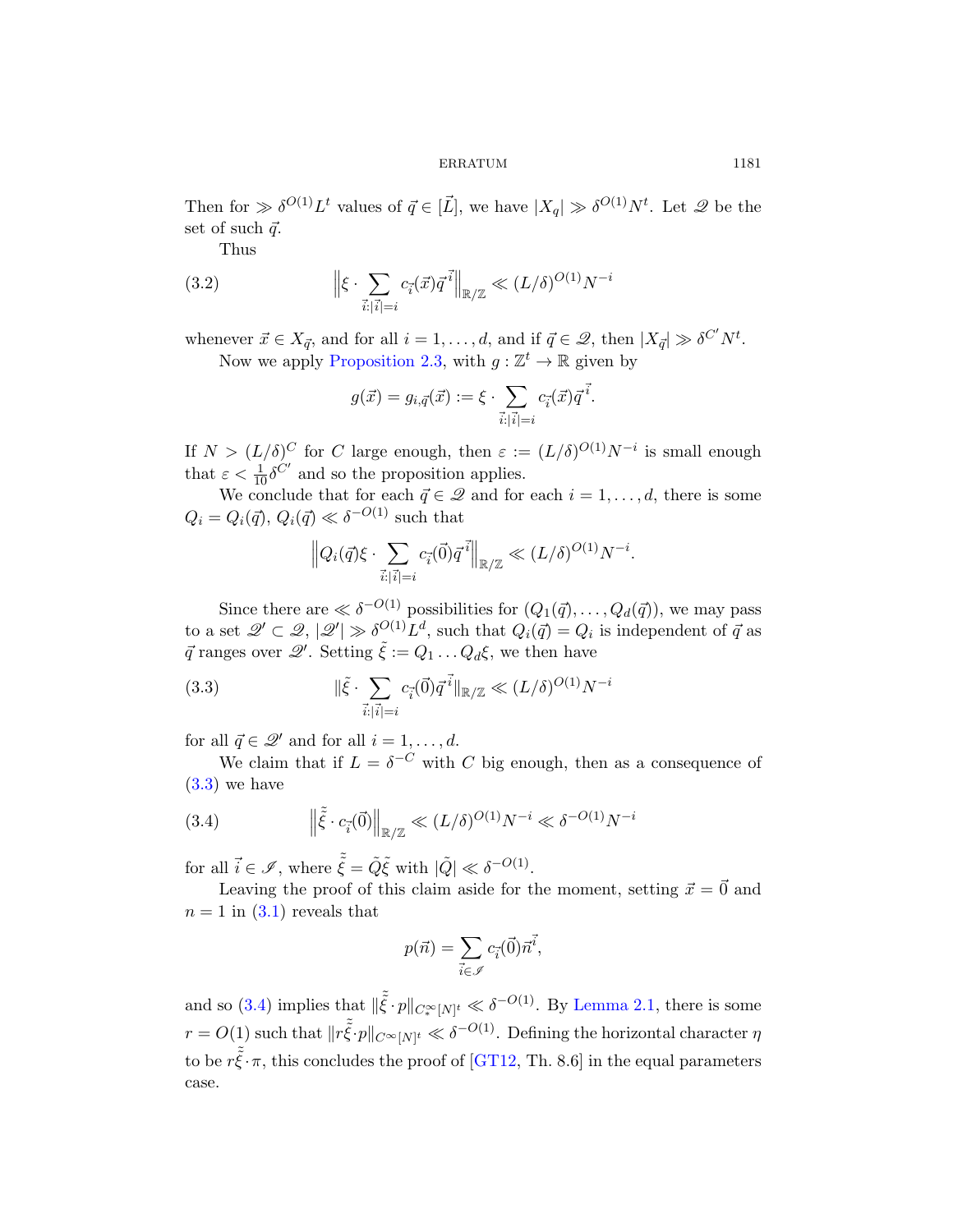Then for $\gg \delta^{O(1)} L^t$ values of $\vec{q} \in [\vec{L}]$, we have $|X_q| \gg \delta^{O(1)} N^t$. Let $\mathscr{Q}$ be the set of such $\vec{q}$.

Thus

$$\Big\| \xi \cdot \sum_{\vec{i}:|\vec{i}|=i} c_{\vec{i}}(\vec{x}) \vec{q}^{\,\vec{i}} \Big\|_{\mathbb{R}/\mathbb{Z}} \ll (L/\delta)^{O(1)} N^{-i} \tag{3.2}$$

whenever $\vec{x} \in X_{\vec{q}}$, and for all $i = 1, \ldots, d$, and if $\vec{q} \in \mathscr{Q}$, then $|X_{\vec{q}}| \gg \delta^{C'} N^t$.

Now we apply Proposition 2.3, with $g : \mathbb{Z}^t \to \mathbb{R}$ given by

$$g(\vec{x}) = g_{i,\vec{q}}(\vec{x}) := \xi \cdot \sum_{\vec{i}:|\vec{i}|=i} c_{\vec{i}}(\vec{x}) \vec{q}^{\,\vec{i}}.$$

If $N > (L/\delta)^C$ for $C$ large enough, then $\varepsilon := (L/\delta)^{O(1)} N^{-i}$ is small enough that $\varepsilon < \frac{1}{10}\delta^{C'}$ and so the proposition applies.

We conclude that for each $\vec{q} \in \mathscr{Q}$ and for each $i = 1, \ldots, d$, there is some $Q_i = Q_i(\vec{q})$, $Q_i(\vec{q}) \ll \delta^{-O(1)}$ such that

$$\Big\| Q_i(\vec{q}) \xi \cdot \sum_{\vec{i}:|\vec{i}|=i} c_{\vec{i}}(\vec{0}) \vec{q}^{\,\vec{i}} \Big\|_{\mathbb{R}/\mathbb{Z}} \ll (L/\delta)^{O(1)} N^{-i}.$$

Since there are $\ll \delta^{-O(1)}$ possibilities for $(Q_1(\vec{q}), \ldots, Q_d(\vec{q}))$, we may pass to a set $\mathscr{Q}' \subset \mathscr{Q}$, $|\mathscr{Q}'| \gg \delta^{O(1)} L^d$, such that $Q_i(\vec{q}) = Q_i$ is independent of $\vec{q}$ as $\vec{q}$ ranges over $\mathscr{Q}'$. Setting $\tilde{\xi} := Q_1 \ldots Q_d \xi$, we then have

$$\|\tilde{\xi} \cdot \sum_{\vec{i}:|\vec{i}|=i} c_{\vec{i}}(\vec{0}) \vec{q}^{\,\vec{i}} \|_{\mathbb{R}/\mathbb{Z}} \ll (L/\delta)^{O(1)} N^{-i} \tag{3.3}$$

for all $\vec{q} \in \mathscr{Q}'$ and for all $i = 1, \ldots, d$.

We claim that if $L = \delta^{-C}$ with $C$ big enough, then as a consequence of (3.3) we have

$$\Big\| \tilde{\tilde{\xi}} \cdot c_{\vec{i}}(\vec{0}) \Big\|_{\mathbb{R}/\mathbb{Z}} \ll (L/\delta)^{O(1)} N^{-i} \ll \delta^{-O(1)} N^{-i} \tag{3.4}$$

for all $\vec{i} \in \mathscr{I}$, where $\tilde{\tilde{\xi}} = \tilde{Q}\tilde{\xi}$ with $|\tilde{Q}| \ll \delta^{-O(1)}$.

Leaving the proof of this claim aside for the moment, setting $\vec{x} = \vec{0}$ and $n = 1$ in (3.1) reveals that

$$p(\vec{n}) = \sum_{\vec{i} \in \mathscr{I}} c_{\vec{i}}(\vec{0}) \vec{n}^{\vec{i}},$$

and so (3.4) implies that $\|\tilde{\tilde{\xi}} \cdot p\|_{C^\infty_*[N]^t} \ll \delta^{-O(1)}$. By Lemma 2.1, there is some $r = O(1)$ such that $\|r\tilde{\tilde{\xi}} \cdot p\|_{C^\infty[N]^t} \ll \delta^{-O(1)}$. Defining the horizontal character $\eta$ to be $r\tilde{\tilde{\xi}} \cdot \pi$, this concludes the proof of [GT12, Th. 8.6] in the equal parameters case.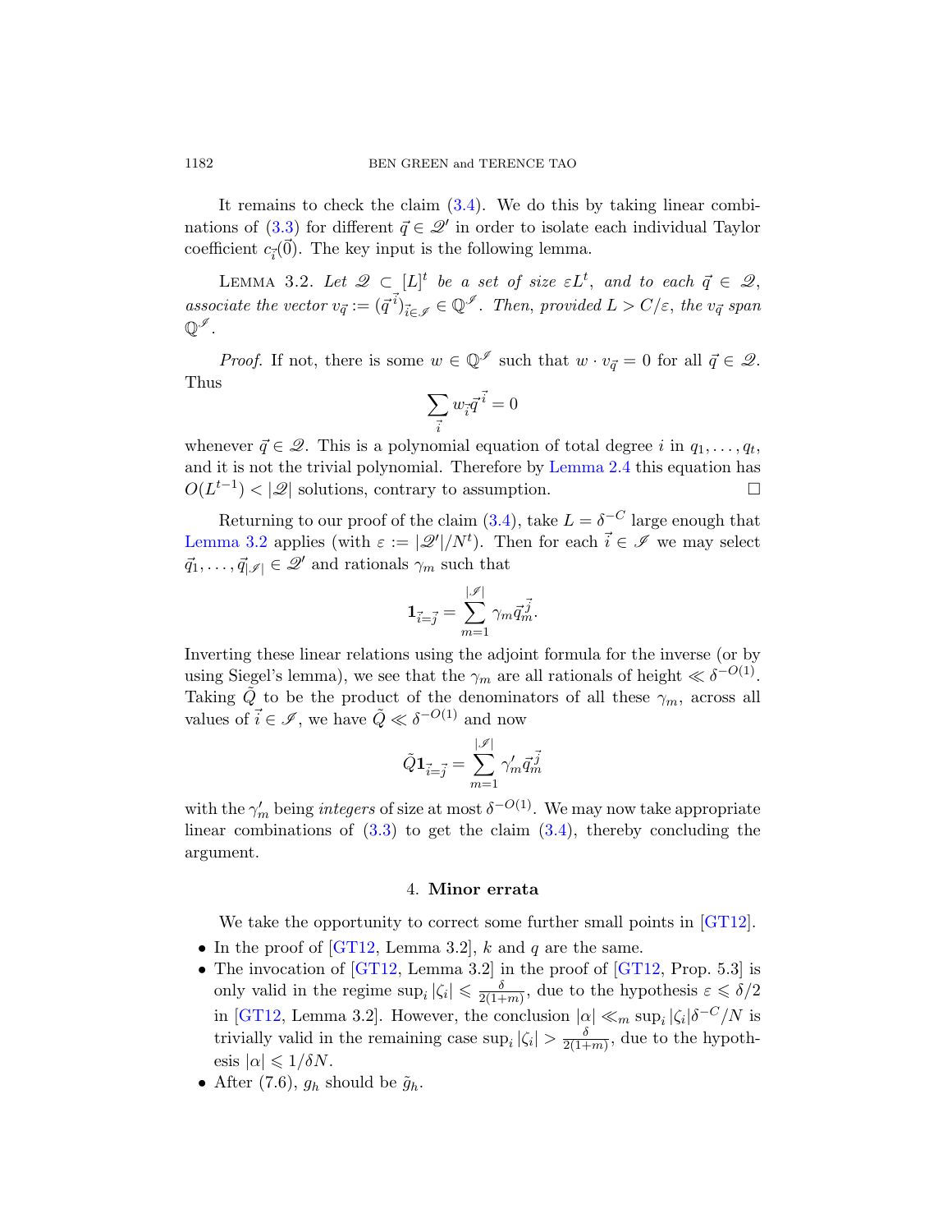It remains to check the claim (3.4). We do this by taking linear combinations of (3.3) for different $\vec{q} \in \mathscr{Q}'$ in order to isolate each individual Taylor coefficient $c_{\vec{i}}(\vec{0})$. The key input is the following lemma.

Lemma 3.2. *Let $\mathscr{Q} \subset [L]^t$ be a set of size $\varepsilon L^t$, and to each $\vec{q} \in \mathscr{Q}$, associate the vector $v_{\vec{q}} := (\vec{q}^{\,\vec{i}})_{\vec{i} \in \mathscr{I}} \in \mathbb{Q}^{\mathscr{I}}$. Then, provided $L > C/\varepsilon$, the $v_{\vec{q}}$ span $\mathbb{Q}^{\mathscr{I}}$.*

*Proof.* If not, there is some $w \in \mathbb{Q}^{\mathscr{I}}$ such that $w \cdot v_{\vec{q}} = 0$ for all $\vec{q} \in \mathscr{Q}$. Thus

$$\sum_{\vec{i}} w_{\vec{i}} \vec{q}^{\,\vec{i}} = 0$$

whenever $\vec{q} \in \mathscr{Q}$. This is a polynomial equation of total degree $i$ in $q_1, \ldots, q_t$, and it is not the trivial polynomial. Therefore by Lemma 2.4 this equation has $O(L^{t-1}) < |\mathscr{Q}|$ solutions, contrary to assumption. $\square$

Returning to our proof of the claim (3.4), take $L = \delta^{-C}$ large enough that Lemma 3.2 applies (with $\varepsilon := |\mathscr{Q}'|/N^t$). Then for each $\vec{i} \in \mathscr{I}$ we may select $\vec{q}_1, \ldots, \vec{q}_{|\mathscr{I}|} \in \mathscr{Q}'$ and rationals $\gamma_m$ such that

$$\mathbf{1}_{\vec{i}=\vec{j}} = \sum_{m=1}^{|\mathscr{I}|} \gamma_m \vec{q}_m^{\,\vec{j}}.$$

Inverting these linear relations using the adjoint formula for the inverse (or by using Siegel's lemma), we see that the $\gamma_m$ are all rationals of height $\ll \delta^{-O(1)}$. Taking $\tilde{Q}$ to be the product of the denominators of all these $\gamma_m$, across all values of $\vec{i} \in \mathscr{I}$, we have $\tilde{Q} \ll \delta^{-O(1)}$ and now

$$\tilde{Q}\mathbf{1}_{\vec{i}=\vec{j}} = \sum_{m=1}^{|\mathscr{I}|} \gamma'_m \vec{q}_m^{\,\vec{j}}$$

with the $\gamma'_m$ being *integers* of size at most $\delta^{-O(1)}$. We may now take appropriate linear combinations of (3.3) to get the claim (3.4), thereby concluding the argument.

## 4. Minor errata

We take the opportunity to correct some further small points in [GT12].

- In the proof of [GT12, Lemma 3.2], $k$ and $q$ are the same.
- The invocation of [GT12, Lemma 3.2] in the proof of [GT12, Prop. 5.3] is only valid in the regime $\sup_i |\zeta_i| \leqslant \frac{\delta}{2(1+m)}$, due to the hypothesis $\varepsilon \leqslant \delta/2$ in [GT12, Lemma 3.2]. However, the conclusion $|\alpha| \ll_m \sup_i |\zeta_i| \delta^{-C}/N$ is trivially valid in the remaining case $\sup_i |\zeta_i| > \frac{\delta}{2(1+m)}$, due to the hypothesis $|\alpha| \leqslant 1/\delta N$.
- After (7.6), $g_h$ should be $\tilde{g}_h$.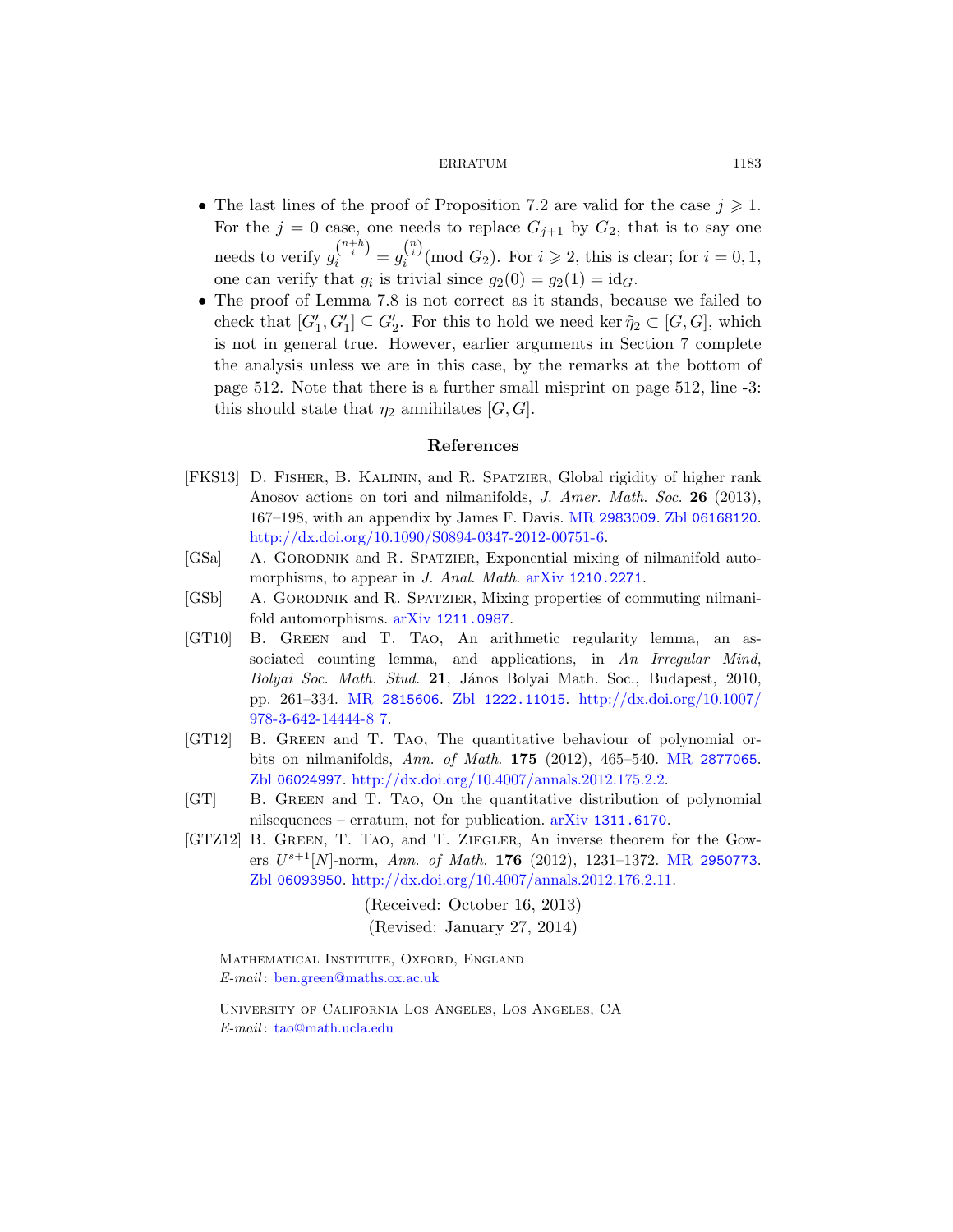- The last lines of the proof of Proposition 7.2 are valid for the case $j \geqslant 1$. For the $j = 0$ case, one needs to replace $G_{j+1}$ by $G_2$, that is to say one needs to verify $g_i^{\binom{n+h}{i}} = g_i^{\binom{n}{i}} (\text{mod } G_2)$. For $i \geqslant 2$, this is clear; for $i = 0, 1$, one can verify that $g_i$ is trivial since $g_2(0) = g_2(1) = \text{id}_G$.
- The proof of Lemma 7.8 is not correct as it stands, because we failed to check that $[G'_1, G'_1] \subseteq G'_2$. For this to hold we need $\ker \tilde{\eta}_2 \subset [G, G]$, which is not in general true. However, earlier arguments in Section 7 complete the analysis unless we are in this case, by the remarks at the bottom of page 512. Note that there is a further small misprint on page 512, line -3: this should state that $\eta_2$ annihilates $[G, G]$.

## References

[FKS13] D. Fisher, B. Kalinin, and R. Spatzier, Global rigidity of higher rank Anosov actions on tori and nilmanifolds, *J. Amer. Math. Soc.* **26** (2013), 167–198, with an appendix by James F. Davis. MR 2983009. Zbl 06168120. http://dx.doi.org/10.1090/S0894-0347-2012-00751-6.

[GSa] A. Gorodnik and R. Spatzier, Exponential mixing of nilmanifold automorphisms, to appear in *J. Anal. Math.* arXiv 1210.2271.

[GSb] A. Gorodnik and R. Spatzier, Mixing properties of commuting nilmanifold automorphisms. arXiv 1211.0987.

[GT10] B. Green and T. Tao, An arithmetic regularity lemma, an associated counting lemma, and applications, in *An Irregular Mind*, *Bolyai Soc. Math. Stud.* **21**, János Bolyai Math. Soc., Budapest, 2010, pp. 261–334. MR 2815606. Zbl 1222.11015. http://dx.doi.org/10.1007/978-3-642-14444-8_7.

[GT12] B. Green and T. Tao, The quantitative behaviour of polynomial orbits on nilmanifolds, *Ann. of Math.* **175** (2012), 465–540. MR 2877065. Zbl 06024997. http://dx.doi.org/10.4007/annals.2012.175.2.2.

[GT] B. Green and T. Tao, On the quantitative distribution of polynomial nilsequences – erratum, not for publication. arXiv 1311.6170.

[GTZ12] B. Green, T. Tao, and T. Ziegler, An inverse theorem for the Gowers $U^{s+1}[N]$-norm, *Ann. of Math.* **176** (2012), 1231–1372. MR 2950773. Zbl 06093950. http://dx.doi.org/10.4007/annals.2012.176.2.11.

(Received: October 16, 2013)
(Revised: January 27, 2014)

Mathematical Institute, Oxford, England
*E-mail*: ben.green@maths.ox.ac.uk

University of California Los Angeles, Los Angeles, CA
*E-mail*: tao@math.ucla.edu